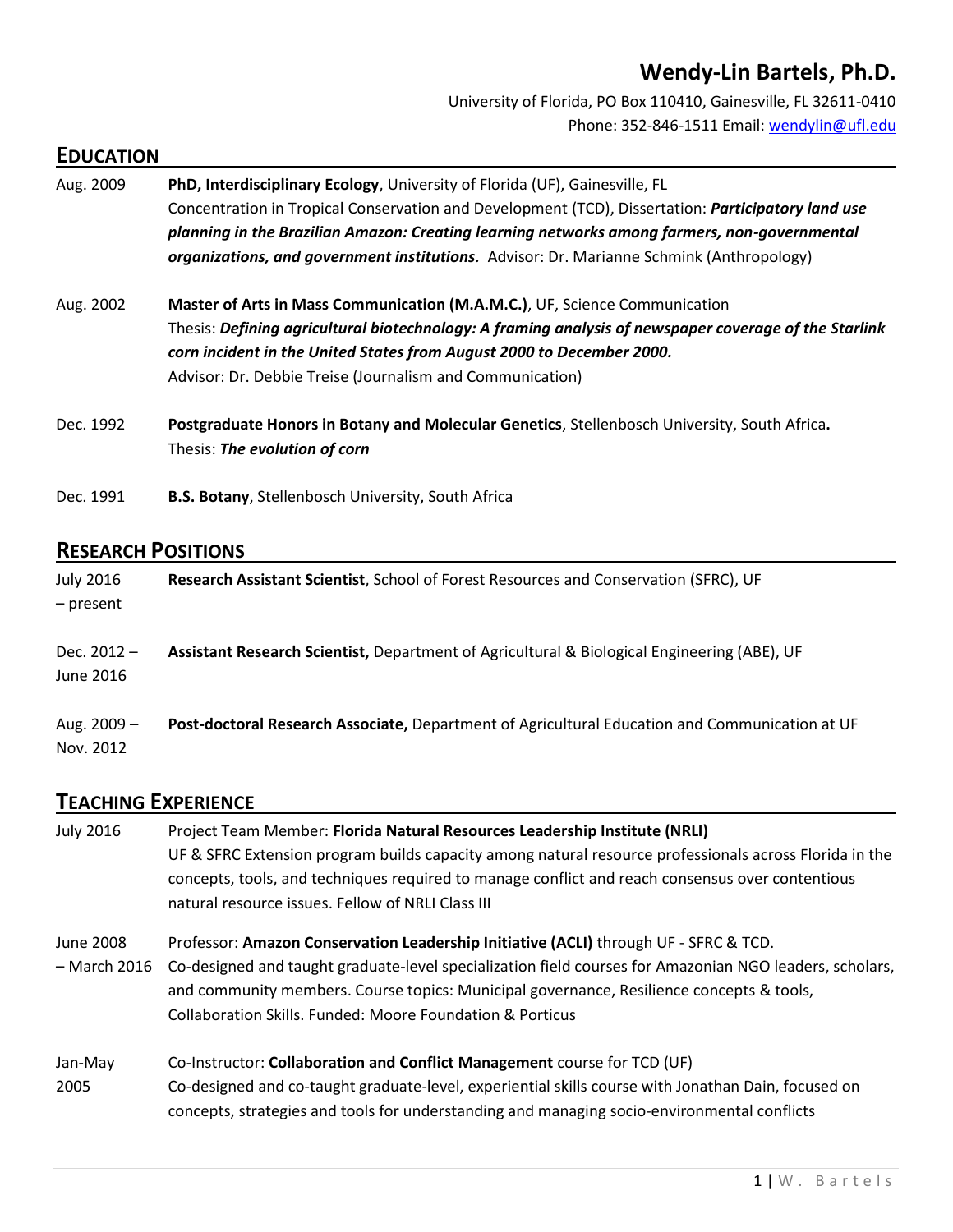# Wendy-Lin Bartels, Ph.D.

University of Florida, PO Box 110410, Gainesville, FL 32611-0410
Phone: 352-846-1511 Email: wendylin@ufl.edu

## EDUCATION

Aug. 2009 — **PhD, Interdisciplinary Ecology**, University of Florida (UF), Gainesville, FL
Concentration in Tropical Conservation and Development (TCD), Dissertation: ***Participatory land use planning in the Brazilian Amazon: Creating learning networks among farmers, non-governmental organizations, and government institutions.*** Advisor: Dr. Marianne Schmink (Anthropology)

Aug. 2002 — **Master of Arts in Mass Communication (M.A.M.C.)**, UF, Science Communication
Thesis: ***Defining agricultural biotechnology: A framing analysis of newspaper coverage of the Starlink corn incident in the United States from August 2000 to December 2000.***
Advisor: Dr. Debbie Treise (Journalism and Communication)

Dec. 1992 — **Postgraduate Honors in Botany and Molecular Genetics**, Stellenbosch University, South Africa**.**
Thesis: ***The evolution of corn***

Dec. 1991 — **B.S. Botany**, Stellenbosch University, South Africa

## RESEARCH POSITIONS

July 2016 – present — **Research Assistant Scientist**, School of Forest Resources and Conservation (SFRC), UF

Dec. 2012 – June 2016 — **Assistant Research Scientist,** Department of Agricultural & Biological Engineering (ABE), UF

Aug. 2009 – Nov. 2012 — **Post-doctoral Research Associate,** Department of Agricultural Education and Communication at UF

## TEACHING EXPERIENCE

July 2016 — Project Team Member: **Florida Natural Resources Leadership Institute (NRLI)**
UF & SFRC Extension program builds capacity among natural resource professionals across Florida in the concepts, tools, and techniques required to manage conflict and reach consensus over contentious natural resource issues. Fellow of NRLI Class III

June 2008 – March 2016 — Professor: **Amazon Conservation Leadership Initiative (ACLI)** through UF - SFRC & TCD.
Co-designed and taught graduate-level specialization field courses for Amazonian NGO leaders, scholars, and community members. Course topics: Municipal governance, Resilience concepts & tools, Collaboration Skills. Funded: Moore Foundation & Porticus

Jan-May 2005 — Co-Instructor: **Collaboration and Conflict Management** course for TCD (UF)
Co-designed and co-taught graduate-level, experiential skills course with Jonathan Dain, focused on concepts, strategies and tools for understanding and managing socio-environmental conflicts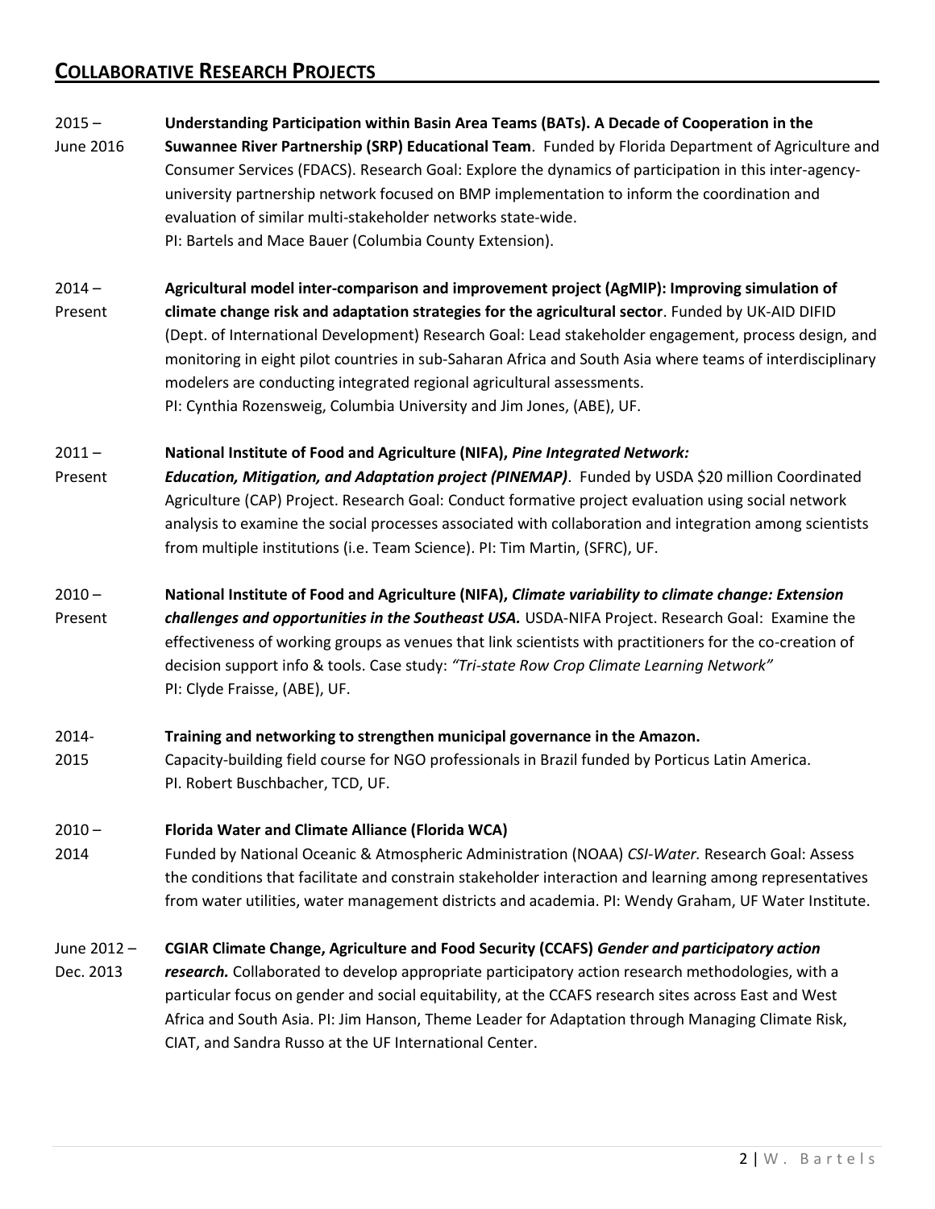## COLLABORATIVE RESEARCH PROJECTS

2015 – June 2016 **Understanding Participation within Basin Area Teams (BATs). A Decade of Cooperation in the Suwannee River Partnership (SRP) Educational Team**. Funded by Florida Department of Agriculture and Consumer Services (FDACS). Research Goal: Explore the dynamics of participation in this inter-agency-university partnership network focused on BMP implementation to inform the coordination and evaluation of similar multi-stakeholder networks state-wide.
PI: Bartels and Mace Bauer (Columbia County Extension).

2014 – Present **Agricultural model inter-comparison and improvement project (AgMIP): Improving simulation of climate change risk and adaptation strategies for the agricultural sector**. Funded by UK-AID DIFID (Dept. of International Development) Research Goal: Lead stakeholder engagement, process design, and monitoring in eight pilot countries in sub-Saharan Africa and South Asia where teams of interdisciplinary modelers are conducting integrated regional agricultural assessments.
PI: Cynthia Rozensweig, Columbia University and Jim Jones, (ABE), UF.

2011 – Present **National Institute of Food and Agriculture (NIFA),** ***Pine Integrated Network: Education, Mitigation, and Adaptation project (PINEMAP)***. Funded by USDA $20 million Coordinated Agriculture (CAP) Project. Research Goal: Conduct formative project evaluation using social network analysis to examine the social processes associated with collaboration and integration among scientists from multiple institutions (i.e. Team Science). PI: Tim Martin, (SFRC), UF.

2010 – Present **National Institute of Food and Agriculture (NIFA),** ***Climate variability to climate change: Extension challenges and opportunities in the Southeast USA.*** USDA-NIFA Project. Research Goal: Examine the effectiveness of working groups as venues that link scientists with practitioners for the co-creation of decision support info & tools. Case study: *"Tri-state Row Crop Climate Learning Network"*
PI: Clyde Fraisse, (ABE), UF.

2014-2015 **Training and networking to strengthen municipal governance in the Amazon.**
Capacity-building field course for NGO professionals in Brazil funded by Porticus Latin America.
PI. Robert Buschbacher, TCD, UF.

2010 – 2014 **Florida Water and Climate Alliance (Florida WCA)**
Funded by National Oceanic & Atmospheric Administration (NOAA) *CSI-Water.* Research Goal: Assess the conditions that facilitate and constrain stakeholder interaction and learning among representatives from water utilities, water management districts and academia. PI: Wendy Graham, UF Water Institute.

June 2012 – Dec. 2013 **CGIAR Climate Change, Agriculture and Food Security (CCAFS)** ***Gender and participatory action research.*** Collaborated to develop appropriate participatory action research methodologies, with a particular focus on gender and social equitability, at the CCAFS research sites across East and West Africa and South Asia. PI: Jim Hanson, Theme Leader for Adaptation through Managing Climate Risk, CIAT, and Sandra Russo at the UF International Center.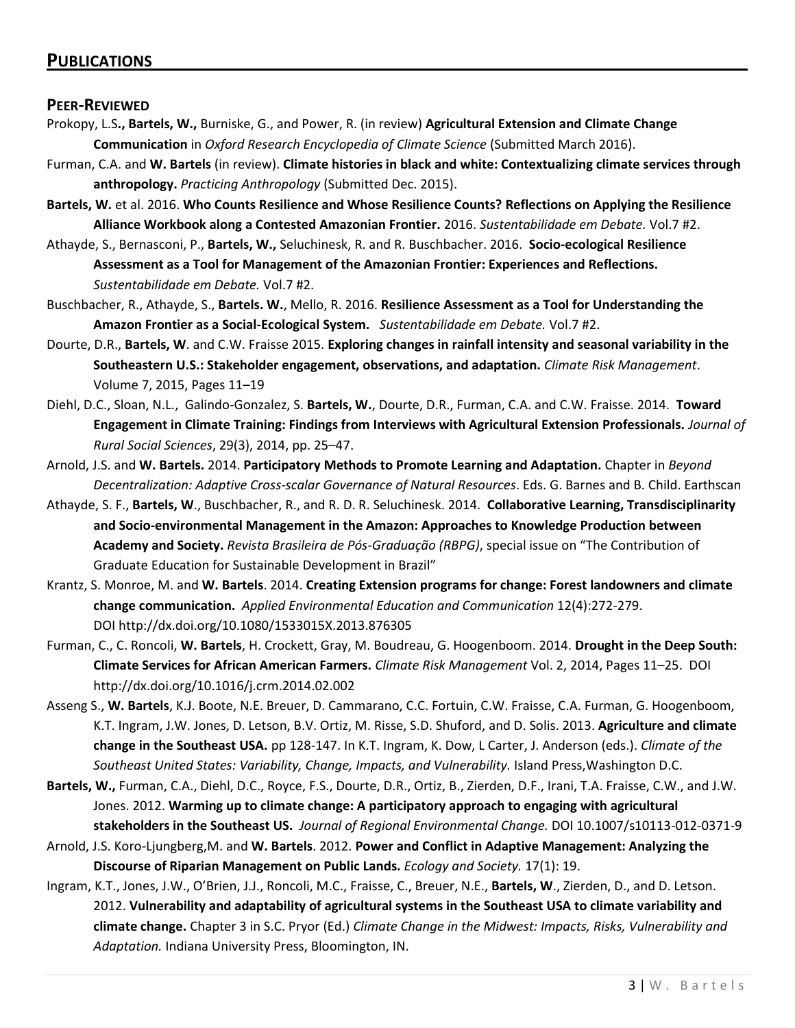## PUBLICATIONS

### PEER-REVIEWED

Prokopy, L.S**., Bartels, W.,** Burniske, G., and Power, R. (in review) **Agricultural Extension and Climate Change Communication** in *Oxford Research Encyclopedia of Climate Science* (Submitted March 2016).

Furman, C.A. and **W. Bartels** (in review). **Climate histories in black and white: Contextualizing climate services through anthropology.** *Practicing Anthropology* (Submitted Dec. 2015).

**Bartels, W.** et al. 2016. **Who Counts Resilience and Whose Resilience Counts? Reflections on Applying the Resilience Alliance Workbook along a Contested Amazonian Frontier.** 2016. *Sustentabilidade em Debate.* Vol.7 #2.

Athayde, S., Bernasconi, P., **Bartels, W.,** Seluchinesk, R. and R. Buschbacher. 2016. **Socio-ecological Resilience Assessment as a Tool for Management of the Amazonian Frontier: Experiences and Reflections.** *Sustentabilidade em Debate.* Vol.7 #2.

Buschbacher, R., Athayde, S., **Bartels. W.**, Mello, R. 2016. **Resilience Assessment as a Tool for Understanding the Amazon Frontier as a Social-Ecological System.** *Sustentabilidade em Debate.* Vol.7 #2.

Dourte, D.R., **Bartels, W**. and C.W. Fraisse 2015. **Exploring changes in rainfall intensity and seasonal variability in the Southeastern U.S.: Stakeholder engagement, observations, and adaptation.** *Climate Risk Management*. Volume 7, 2015, Pages 11–19

Diehl, D.C., Sloan, N.L., Galindo-Gonzalez, S. **Bartels, W.**, Dourte, D.R., Furman, C.A. and C.W. Fraisse. 2014. **Toward Engagement in Climate Training: Findings from Interviews with Agricultural Extension Professionals.** *Journal of Rural Social Sciences*, 29(3), 2014, pp. 25–47.

Arnold, J.S. and **W. Bartels.** 2014. **Participatory Methods to Promote Learning and Adaptation.** Chapter in *Beyond Decentralization: Adaptive Cross-scalar Governance of Natural Resources*. Eds. G. Barnes and B. Child. Earthscan

Athayde, S. F., **Bartels, W**., Buschbacher, R., and R. D. R. Seluchinesk. 2014. **Collaborative Learning, Transdisciplinarity and Socio-environmental Management in the Amazon: Approaches to Knowledge Production between Academy and Society.** *Revista Brasileira de Pós-Graduação (RBPG)*, special issue on "The Contribution of Graduate Education for Sustainable Development in Brazil"

Krantz, S. Monroe, M. and **W. Bartels**. 2014. **Creating Extension programs for change: Forest landowners and climate change communication.** *Applied Environmental Education and Communication* 12(4):272-279. DOI http://dx.doi.org/10.1080/1533015X.2013.876305

Furman, C., C. Roncoli, **W. Bartels**, H. Crockett, Gray, M. Boudreau, G. Hoogenboom. 2014. **Drought in the Deep South: Climate Services for African American Farmers.** *Climate Risk Management* Vol. 2, 2014, Pages 11–25. DOI http://dx.doi.org/10.1016/j.crm.2014.02.002

Asseng S., **W. Bartels**, K.J. Boote, N.E. Breuer, D. Cammarano, C.C. Fortuin, C.W. Fraisse, C.A. Furman, G. Hoogenboom, K.T. Ingram, J.W. Jones, D. Letson, B.V. Ortiz, M. Risse, S.D. Shuford, and D. Solis. 2013. **Agriculture and climate change in the Southeast USA.** pp 128-147. In K.T. Ingram, K. Dow, L Carter, J. Anderson (eds.). *Climate of the Southeast United States: Variability, Change, Impacts, and Vulnerability.* Island Press,Washington D.C.

**Bartels, W.,** Furman, C.A., Diehl, D.C., Royce, F.S., Dourte, D.R., Ortiz, B., Zierden, D.F., Irani, T.A. Fraisse, C.W., and J.W. Jones. 2012. **Warming up to climate change: A participatory approach to engaging with agricultural stakeholders in the Southeast US.** *Journal of Regional Environmental Change.* DOI 10.1007/s10113-012-0371-9

Arnold, J.S. Koro-Ljungberg,M. and **W. Bartels**. 2012. **Power and Conflict in Adaptive Management: Analyzing the Discourse of Riparian Management on Public Lands.** *Ecology and Society.* 17(1): 19.

Ingram, K.T., Jones, J.W., O'Brien, J.J., Roncoli, M.C., Fraisse, C., Breuer, N.E., **Bartels, W**., Zierden, D., and D. Letson. 2012. **Vulnerability and adaptability of agricultural systems in the Southeast USA to climate variability and climate change.** Chapter 3 in S.C. Pryor (Ed.) *Climate Change in the Midwest: Impacts, Risks, Vulnerability and Adaptation.* Indiana University Press, Bloomington, IN.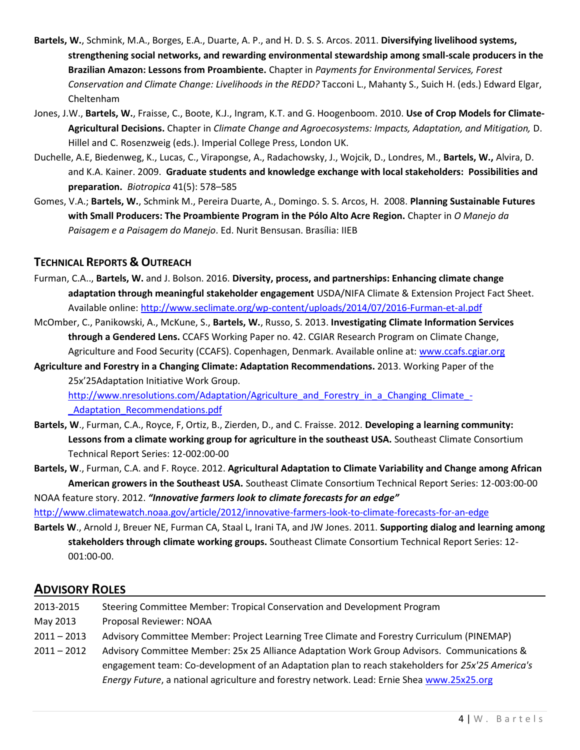**Bartels, W.**, Schmink, M.A., Borges, E.A., Duarte, A. P., and H. D. S. S. Arcos. 2011. **Diversifying livelihood systems, strengthening social networks, and rewarding environmental stewardship among small-scale producers in the Brazilian Amazon: Lessons from Proambiente.** Chapter in *Payments for Environmental Services, Forest Conservation and Climate Change: Livelihoods in the REDD?* Tacconi L., Mahanty S., Suich H. (eds.) Edward Elgar, Cheltenham

Jones, J.W., **Bartels, W.**, Fraisse, C., Boote, K.J., Ingram, K.T. and G. Hoogenboom. 2010. **Use of Crop Models for Climate-Agricultural Decisions.** Chapter in *Climate Change and Agroecosystems: Impacts, Adaptation, and Mitigation,* D. Hillel and C. Rosenzweig (eds.). Imperial College Press, London UK.

Duchelle, A.E, Biedenweg, K., Lucas, C., Virapongse, A., Radachowsky, J., Wojcik, D., Londres, M., **Bartels, W.,** Alvira, D. and K.A. Kainer. 2009. **Graduate students and knowledge exchange with local stakeholders: Possibilities and preparation.** *Biotropica* 41(5): 578–585

Gomes, V.A.; **Bartels, W.**, Schmink M., Pereira Duarte, A., Domingo. S. S. Arcos, H. 2008. **Planning Sustainable Futures with Small Producers: The Proambiente Program in the Pólo Alto Acre Region.** Chapter in *O Manejo da Paisagem e a Paisagem do Manejo*. Ed. Nurit Bensusan. Brasília: IIEB

## Technical Reports & Outreach

Furman, C.A.., **Bartels, W.** and J. Bolson. 2016. **Diversity, process, and partnerships: Enhancing climate change adaptation through meaningful stakeholder engagement** USDA/NIFA Climate & Extension Project Fact Sheet. Available online: http://www.seclimate.org/wp-content/uploads/2014/07/2016-Furman-et-al.pdf

McOmber, C., Panikowski, A., McKune, S., **Bartels, W.**, Russo, S. 2013. **Investigating Climate Information Services through a Gendered Lens.** CCAFS Working Paper no. 42. CGIAR Research Program on Climate Change, Agriculture and Food Security (CCAFS). Copenhagen, Denmark. Available online at: www.ccafs.cgiar.org

**Agriculture and Forestry in a Changing Climate: Adaptation Recommendations.** 2013. Working Paper of the 25x'25Adaptation Initiative Work Group. http://www.nresolutions.com/Adaptation/Agriculture_and_Forestry_in_a_Changing_Climate_-_Adaptation_Recommendations.pdf

**Bartels, W**., Furman, C.A., Royce, F, Ortiz, B., Zierden, D., and C. Fraisse. 2012. **Developing a learning community: Lessons from a climate working group for agriculture in the southeast USA.** Southeast Climate Consortium Technical Report Series: 12-002:00-00

**Bartels, W**., Furman, C.A. and F. Royce. 2012. **Agricultural Adaptation to Climate Variability and Change among African American growers in the Southeast USA.** Southeast Climate Consortium Technical Report Series: 12-003:00-00

NOAA feature story. 2012. ***"Innovative farmers look to climate forecasts for an edge"***
http://www.climatewatch.noaa.gov/article/2012/innovative-farmers-look-to-climate-forecasts-for-an-edge

**Bartels W**., Arnold J, Breuer NE, Furman CA, Staal L, Irani TA, and JW Jones. 2011. **Supporting dialog and learning among stakeholders through climate working groups.** Southeast Climate Consortium Technical Report Series: 12-001:00-00.

## Advisory Roles

| | |
|---|---|
| 2013-2015 | Steering Committee Member: Tropical Conservation and Development Program |
| May 2013 | Proposal Reviewer: NOAA |
| 2011 – 2013 | Advisory Committee Member: Project Learning Tree Climate and Forestry Curriculum (PINEMAP) |
| 2011 – 2012 | Advisory Committee Member: 25x 25 Alliance Adaptation Work Group Advisors. Communications & engagement team: Co-development of an Adaptation plan to reach stakeholders for *25x'25 America's Energy Future*, a national agriculture and forestry network. Lead: Ernie Shea www.25x25.org |